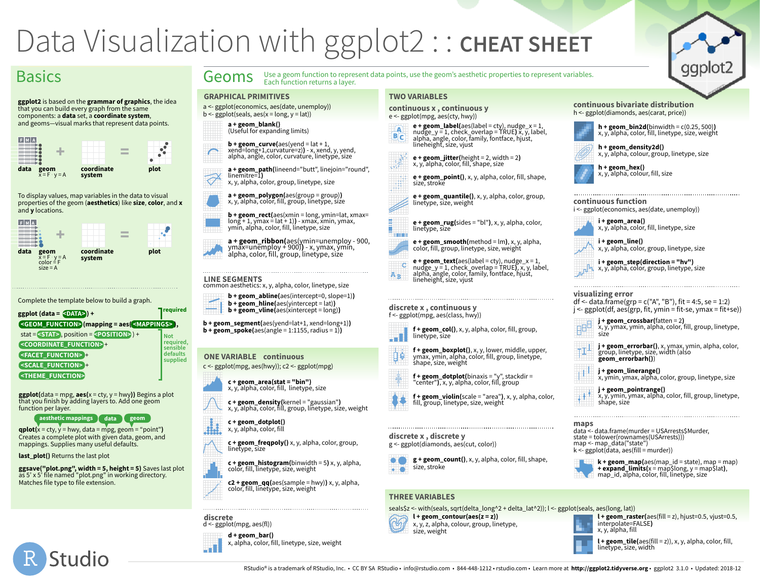# Data Visualization with ggplot2 : : CHEAT SHEET

## Basics

**ggplot2** is based on the **grammar of graphics**, the idea that you can build every graph from the same components: a **data** set, a **coordinate system**, and geoms—visual marks that represent data points.

data + geom (x = F · y = A) + coordinate system = plot

To display values, map variables in the data to visual properties of the geom (**aesthetics**) like **size**, **color**, and **x** and **y** locations.

data + geom (x = F · y = A, color = F, size = A) + coordinate system = plot

Complete the template below to build a graph.

```
ggplot (data = <DATA> ) +                                   required
  <GEOM_FUNCTION> (mapping = aes( <MAPPINGS> ),
  stat = <STAT> , position = <POSITION> ) +                  Not required, sensible defaults supplied
  <COORDINATE_FUNCTION> +
  <FACET_FUNCTION> +
  <SCALE_FUNCTION> +
  <THEME_FUNCTION>
```

**ggplot**(data = mpg, **aes**(x = cty, y = hwy)) Begins a plot that you finish by adding layers to. Add one geom function per layer.

aesthetic mappings · data · geom

**qplot**(x = cty, y = hwy, data = mpg, geom = "point") Creates a complete plot with given data, geom, and mappings. Supplies many useful defaults.

**last_plot()** Returns the last plot

**ggsave("plot.png", width = 5, height = 5)** Saves last plot as 5' x 5' file named "plot.png" in working directory. Matches file type to file extension.

## Geoms

Use a geom function to represent data points, use the geom's aesthetic properties to represent variables. Each function returns a layer.

### GRAPHICAL PRIMITIVES

a <- ggplot(economics, aes(date, unemploy))
b <- ggplot(seals, aes(x = long, y = lat))

**a + geom_blank()**
(Useful for expanding limits)

**b + geom_curve(**aes(yend = lat + 1, xend=long+1,curvature=z)**)** - x, xend, y, yend, alpha, angle, color, curvature, linetype, size

**a + geom_path(**lineend="butt", linejoin="round", linemitre=1**)**
x, y, alpha, color, group, linetype, size

**a + geom_polygon(**aes(group = group)**)**
x, y, alpha, color, fill, group, linetype, size

**b + geom_rect(**aes(xmin = long, ymin=lat, xmax= long + 1, ymax = lat + 1)**)** - xmax, xmin, ymax, ymin, alpha, color, fill, linetype, size

**a + geom_ribbon(**aes(ymin=unemploy - 900, ymax=unemploy + 900)**)** - x, ymax, ymin, alpha, color, fill, group, linetype, size

### LINE SEGMENTS

common aesthetics: x, y, alpha, color, linetype, size

**b + geom_abline(**aes(intercept=0, slope=1)**)**
**b + geom_hline(**aes(yintercept = lat)**)**
**b + geom_vline(**aes(xintercept = long)**)**

**b + geom_segment(**aes(yend=lat+1, xend=long+1)**)**
**b + geom_spoke(**aes(angle = 1:1155, radius = 1)**)**

### ONE VARIABLE continuous

c <- ggplot(mpg, aes(hwy)); c2 <- ggplot(mpg)

**c + geom_area(stat = "bin")**
x, y, alpha, color, fill, linetype, size

**c + geom_density(**kernel = "gaussian"**)**
x, y, alpha, color, fill, group, linetype, size, weight

**c + geom_dotplot()**
x, y, alpha, color, fill

**c + geom_freqpoly()** x, y, alpha, color, group, linetype, size

**c + geom_histogram(**binwidth = 5**)** x, y, alpha, color, fill, linetype, size, weight

**c2 + geom_qq(**aes(sample = hwy)**)** x, y, alpha, color, fill, linetype, size, weight

### discrete

d <- ggplot(mpg, aes(fl))

**d + geom_bar()**
x, alpha, color, fill, linetype, size, weight

### TWO VARIABLES

#### continuous x , continuous y

e <- ggplot(mpg, aes(cty, hwy))

**e + geom_label(**aes(label = cty), nudge_x = 1, nudge_y = 1, check_overlap = TRUE**)** x, y, label, alpha, angle, color, family, fontface, hjust, lineheight, size, vjust

**e + geom_jitter(**height = 2, width = 2**)**
x, y, alpha, color, fill, shape, size

**e + geom_point()**, x, y, alpha, color, fill, shape, size, stroke

**e + geom_quantile()**, x, y, alpha, color, group, linetype, size, weight

**e + geom_rug(**sides = "bl"**)**, x, y, alpha, color, linetype, size

**e + geom_smooth(**method = lm**)**, x, y, alpha, color, fill, group, linetype, size, weight

**e + geom_text(**aes(label = cty), nudge_x = 1, nudge_y = 1, check_overlap = TRUE**)** x, y, label, alpha, angle, color, family, fontface, hjust, lineheight, size, vjust

#### discrete x , continuous y

f <- ggplot(mpg, aes(class, hwy))

**f + geom_col()**, x, y, alpha, color, fill, group, linetype, size

**f + geom_boxplot()**, x, y, lower, middle, upper, ymax, ymin, alpha, color, fill, group, linetype, shape, size, weight

**f + geom_dotplot(**binaxis = "y", stackdir = "center"**)**, x, y, alpha, color, fill, group

**f + geom_violin(**scale = "area"**)**, x, y, alpha, color, fill, group, linetype, size, weight

#### discrete x , discrete y

g <- ggplot(diamonds, aes(cut, color))

**g + geom_count()**, x, y, alpha, color, fill, shape, size, stroke

#### continuous bivariate distribution

h <- ggplot(diamonds, aes(carat, price))

**h + geom_bin2d(**binwidth = c(0.25, 500)**)**
x, y, alpha, color, fill, linetype, size, weight

**h + geom_density2d()**
x, y, alpha, colour, group, linetype, size

**h + geom_hex()**
x, y, alpha, colour, fill, size

#### continuous function

i <- ggplot(economics, aes(date, unemploy))

**i + geom_area()**
x, y, alpha, color, fill, linetype, size

**i + geom_line()**
x, y, alpha, color, group, linetype, size

**i + geom_step(direction = "hv")**
x, y, alpha, color, group, linetype, size

#### visualizing error

df <- data.frame(grp = c("A", "B"), fit = 4:5, se = 1:2)
j <- ggplot(df, aes(grp, fit, ymin = fit-se, ymax = fit+se))

**j + geom_crossbar(**fatten = 2**)**
x, y, ymax, ymin, alpha, color, fill, group, linetype, size

**j + geom_errorbar()**, x, ymax, ymin, alpha, color, group, linetype, size, width (also **geom_errorbarh()**)

**j + geom_linerange()**
x, ymin, ymax, alpha, color, group, linetype, size

**j + geom_pointrange()**
x, y, ymin, ymax, alpha, color, fill, group, linetype, shape, size

#### maps

data <- data.frame(murder = USArrests$Murder,
state = tolower(rownames(USArrests)))
map <- map_data("state")
k <- ggplot(data, aes(fill = murder))

**k + geom_map(**aes(map_id = state), map = map**)**
**+ expand_limits(**x = map$long, y = map$lat**)**,
map_id, alpha, color, fill, linetype, size

### THREE VARIABLES

seals$z <- with(seals, sqrt(delta_long^2 + delta_lat^2)); l <- ggplot(seals, aes(long, lat))

**l + geom_contour(aes(z = z))**
x, y, z, alpha, colour, group, linetype, size, weight

**l + geom_raster(**aes(fill = z), hjust=0.5, vjust=0.5, interpolate=FALSE**)**
x, y, alpha, fill

**l + geom_tile(**aes(fill = z)**)**, x, y, alpha, color, fill, linetype, size, width

RStudio® is a trademark of RStudio, Inc. • CC BY SA RStudio • info@rstudio.com • 844-448-1212 • rstudio.com • Learn more at **http://ggplot2.tidyverse.org** • ggplot2 3.1.0 • Updated: 2018-12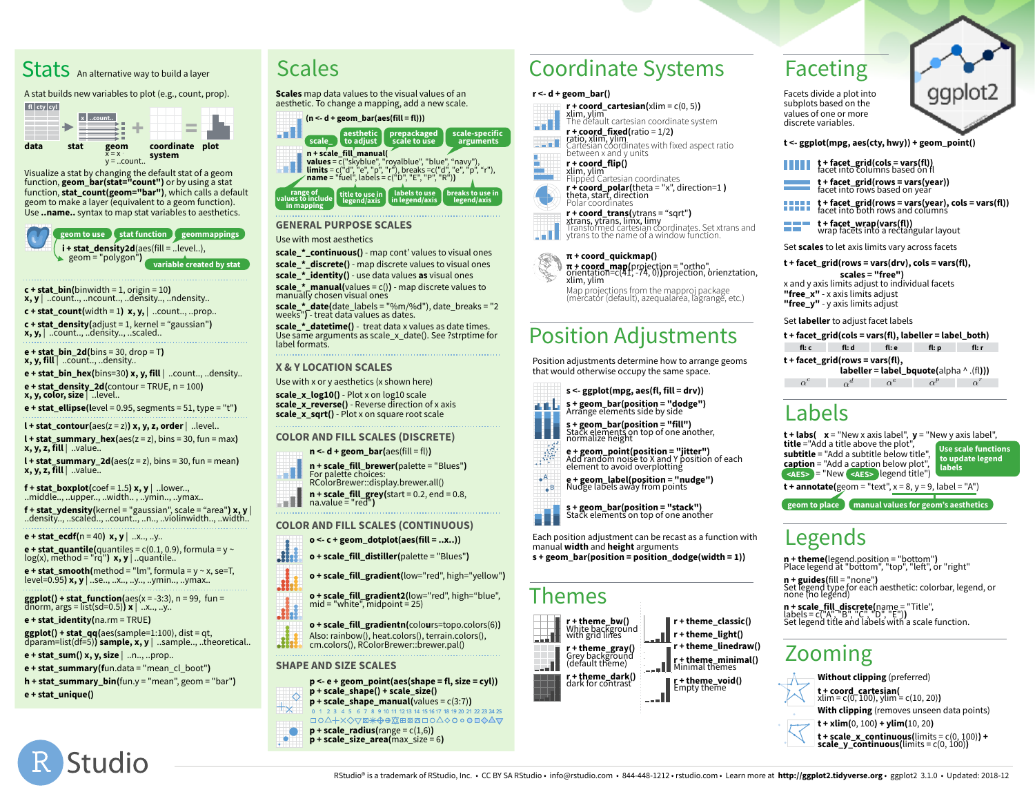# Stats

An alternative way to build a layer

A stat builds new variables to plot (e.g., count, prop).

fl cty cyl → x ..count.. + =

data | stat | geom x = x y = ..count.. | coordinate system | plot

Visualize a stat by changing the default stat of a geom function, **geom_bar(stat="count")** or by using a stat function, **stat_count(geom="bar")**, which calls a default geom to make a layer (equivalent to a geom function). Use **..name..** syntax to map stat variables to aesthetics.

geom to use | stat function | geommappings

**i + stat_density2d**(aes(fill = ..level..), geom = "polygon")

variable created by stat

**c + stat_bin**(binwidth = 1, origin = 10)
**x, y** | ..count.., ..ncount.., ..density.., ..ndensity..

**c + stat_count**(width = 1) **x, y,** | ..count.., ..prop..

**c + stat_density**(adjust = 1, kernel = "gaussian")
**x, y,** | ..count.., ..density.., ..scaled..

**e + stat_bin_2d**(bins = 30, drop = T)
**x, y, fill** | ..count.., ..density..

**e + stat_bin_hex**(bins=30) **x, y, fill** | ..count.., ..density..

**e + stat_density_2d**(contour = TRUE, n = 100)
**x, y, color, size** | ..level..

**e + stat_ellipse**(level = 0.95, segments = 51, type = "t")

**l + stat_contour**(aes(z = z)) **x, y, z, order** | ..level..

**l + stat_summary_hex**(aes(z = z), bins = 30, fun = max)
**x, y, z, fill** | ..value..

**l + stat_summary_2d**(aes(z = z), bins = 30, fun = mean)
**x, y, z, fill** | ..value..

**f + stat_boxplot**(coef = 1.5) **x, y** | ..lower.., ..middle.., ..upper.., ..width.. , ..ymin.., ..ymax..

**f + stat_ydensity**(kernel = "gaussian", scale = "area") **x, y** | ..density.., ..scaled.., ..count.., ..n.., ..violinwidth.., ..width..

**e + stat_ecdf**(n = 40) **x, y** | ..x.., ..y..

**e + stat_quantile**(quantiles = c(0.1, 0.9), formula = y ~ log(x), method = "rq") **x, y** | ..quantile..

**e + stat_smooth**(method = "lm", formula = y ~ x, se=T, level=0.95) **x, y** | ..se.., ..x.., ..y.., ..ymin.., ..ymax..

**ggplot() + stat_function**(aes(x = -3:3), n = 99, fun = dnorm, args = list(sd=0.5)) **x** | ..x.., ..y..

**e + stat_identity**(na.rm = TRUE)

**ggplot() + stat_qq**(aes(sample=1:100), dist = qt, dparam=list(df=5)) **sample, x, y** | ..sample.., ..theoretical..

**e + stat_sum() x, y, size** | ..n.., ..prop..

**e + stat_summary**(fun.data = "mean_cl_boot")

**h + stat_summary_bin**(fun.y = "mean", geom = "bar")

**e + stat_unique()**

# Scales

**Scales** map data values to the visual values of an aesthetic. To change a mapping, add a new scale.

**(n <- d + geom_bar(aes(fill = fl)))**

scale_ | aesthetic to adjust | prepackaged scale to use | scale-specific arguments

**n + scale_fill_manual(**
**values** = c("skyblue", "royalblue", "blue", "navy"),
**limits** = c("d", "e", "p", "r"), breaks =c("d", "e", "p", "r"),
**name** = "fuel", labels = c("D", "E", "P", "R"))

range of values to include in mapping | title to use in legend/axis | labels to use in legend/axis | breaks to use in legend/axis

## GENERAL PURPOSE SCALES

Use with most aesthetics

**scale_*_continuous()** - map cont' values to visual ones
**scale_*_discrete()** - map discrete values to visual ones
**scale_*_identity()** - use data values **as** visual ones
**scale_*_manual**(values = c()) - map discrete values to manually chosen visual ones
**scale_*_date**(date_labels = "%m/%d"), date_breaks = "2 weeks") - treat data values as dates.
**scale_*_datetime()** - treat data x values as date times. Use same arguments as scale_x_date(). See ?strptime for label formats.

## X & Y LOCATION SCALES

Use with x or y aesthetics (x shown here)

**scale_x_log10()** - Plot x on log10 scale
**scale_x_reverse()** - Reverse direction of x axis
**scale_x_sqrt()** - Plot x on square root scale

## COLOR AND FILL SCALES (DISCRETE)

**n <- d + geom_bar**(aes(fill = fl))

**n + scale_fill_brewer**(palette = "Blues")
For palette choices:
RColorBrewer::display.brewer.all()

**n + scale_fill_grey**(start = 0.2, end = 0.8, na.value = "red")

## COLOR AND FILL SCALES (CONTINUOUS)

**o <- c + geom_dotplot(aes(fill = ..x..))**

**o + scale_fill_distiller**(palette = "Blues")

**o + scale_fill_gradient**(low="red", high="yellow")

**o + scale_fill_gradient2**(low="red", high="blue", mid = "white", midpoint = 25)

**o + scale_fill_gradientn**(colours=topo.colors(6))
Also: rainbow(), heat.colors(), terrain.colors(), cm.colors(), RColorBrewer::brewer.pal()

## SHAPE AND SIZE SCALES

**p <- e + geom_point(aes(shape = fl, size = cyl))**
**p + scale_shape() + scale_size()**
**p + scale_shape_manual**(values = c(3:7))

0 1 2 3 4 5 6 7 8 9 10 11 12 13 14 15 16 17 18 19 20 21 22 23 24 25

**p + scale_radius**(range = c(1,6))
**p + scale_size_area**(max_size = 6)

# Coordinate Systems

**r <- d + geom_bar()**

**r + coord_cartesian**(xlim = c(0, 5))
xlim, ylim
The default cartesian coordinate system

**r + coord_fixed**(ratio = 1/2)
ratio, xlim, ylim
Cartesian coordinates with fixed aspect ratio between x and y units

**r + coord_flip()**
xlim, ylim
Flipped Cartesian coordinates

**r + coord_polar**(theta = "x", direction=1 )
theta, start, direction
Polar coordinates

**r + coord_trans**(ytrans = "sqrt")
xtrans, ytrans, limx, limy
Transformed cartesian coordinates. Set xtrans and ytrans to the name of a window function.

**π + coord_quickmap()**
**π + coord_map**(projection = "ortho", orientation=c(41, -74, 0))projection, orienztation, xlim, ylim
Map projections from the mapproj package (mercator (default), azequalarea, lagrange, etc.)

# Position Adjustments

Position adjustments determine how to arrange geoms that would otherwise occupy the same space.

**s <- ggplot(mpg, aes(fl, fill = drv))**

**s + geom_bar(position = "dodge")**
Arrange elements side by side

**s + geom_bar(position = "fill")**
Stack elements on top of one another, normalize height

**e + geom_point(position = "jitter")**
Add random noise to X and Y position of each element to avoid overplotting

**e + geom_label(position = "nudge")**
Nudge labels away from points

**s + geom_bar(position = "stack")**
Stack elements on top of one another

Each position adjustment can be recast as a function with manual **width** and **height** arguments
**s + geom_bar(position = position_dodge(width = 1))**

# Themes

**r + theme_bw()**
White background with grid lines

**r + theme_gray()**
Grey background (default theme)

**r + theme_dark()**
dark for contrast

**r + theme_classic()**

**r + theme_light()**

**r + theme_linedraw()**

**r + theme_minimal()**
Minimal themes

**r + theme_void()**
Empty theme

# Faceting

Facets divide a plot into subplots based on the values of one or more discrete variables.

**t <- ggplot(mpg, aes(cty, hwy)) + geom_point()**

**t + facet_grid(cols = vars(fl))**
facet into columns based on fl

**t + facet_grid(rows = vars(year))**
facet into rows based on year

**t + facet_grid(rows = vars(year), cols = vars(fl))**
facet into both rows and columns

**t + facet_wrap(vars(fl))**
wrap facets into a rectangular layout

Set **scales** to let axis limits vary across facets

**t + facet_grid(rows = vars(drv), cols = vars(fl), scales = "free")**
x and y axis limits adjust to individual facets
**"free_x"** - x axis limits adjust
**"free_y"** - y axis limits adjust

Set **labeller** to adjust facet labels

**t + facet_grid(cols = vars(fl), labeller = label_both)**

fl: c | fl: d | fl: e | fl: p | fl: r

**t + facet_grid(rows = vars(fl), labeller = label_bquote(alpha ^ .(fl)))**

$\alpha^c$ $\alpha^d$ $\alpha^e$ $\alpha^p$ $\alpha^r$

# Labels

**t + labs(** **x** = "New x axis label", **y** = "New y axis label",
**title** = "Add a title above the plot",
**subtitle** = "Add a subtitle below title",
**caption** = "Add a caption below plot",
**<AES>** = "New **<AES>** legend title")

Use scale functions to update legend labels

**t + annotate**(geom = "text", x = 8, y = 9, label = "A")

geom to place | manual values for geom's aesthetics

# Legends

**n + theme**(legend.position = "bottom")
Place legend at "bottom", "top", "left", or "right"

**n + guides**(fill = "none")
Set legend type for each aesthetic: colorbar, legend, or none (no legend)

**n + scale_fill_discrete**(name = "Title", labels = c("A", "B", "C", "D", "E"))
Set legend title and labels with a scale function.

# Zooming

**Without clipping** (preferred)

**t + coord_cartesian(**
xlim = c(0, 100), ylim = c(10, 20))

**With clipping** (removes unseen data points)

**t + xlim**(0, 100) **+ ylim**(10, 20)

**t + scale_x_continuous**(limits = c(0, 100)) **+ scale_y_continuous**(limits = c(0, 100))

RStudio® is a trademark of RStudio, Inc. • CC BY SA RStudio • info@rstudio.com • 844-448-1212 • rstudio.com • Learn more at **http://ggplot2.tidyverse.org** • ggplot2 3.1.0 • Updated: 2018-12